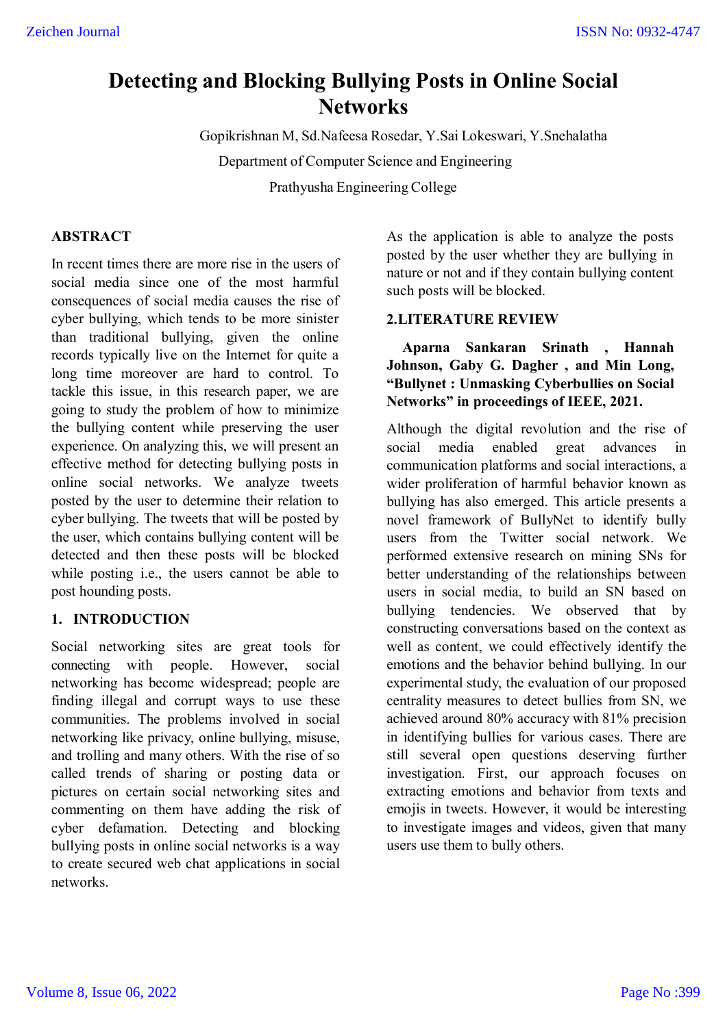# Detecting and Blocking Bullying Posts in Online Social Networks

Gopikrishnan M, Sd.Nafeesa Rosedar, Y.Sai Lokeswari, Y.Snehalatha

Department of Computer Science and Engineering

Prathyusha Engineering College

## ABSTRACT

In recent times there are more rise in the users of social media since one of the most harmful consequences of social media causes the rise of cyber bullying, which tends to be more sinister than traditional bullying, given the online records typically live on the Internet for quite a long time moreover are hard to control. To tackle this issue, in this research paper, we are going to study the problem of how to minimize the bullying content while preserving the user experience. On analyzing this, we will present an effective method for detecting bullying posts in online social networks. We analyze tweets posted by the user to determine their relation to cyber bullying. The tweets that will be posted by the user, which contains bullying content will be detected and then these posts will be blocked while posting i.e., the users cannot be able to post hounding posts.

## 1. INTRODUCTION

Social networking sites are great tools for connecting with people. However, social networking has become widespread; people are finding illegal and corrupt ways to use these communities. The problems involved in social networking like privacy, online bullying, misuse, and trolling and many others. With the rise of so called trends of sharing or posting data or pictures on certain social networking sites and commenting on them have adding the risk of cyber defamation. Detecting and blocking bullying posts in online social networks is a way to create secured web chat applications in social networks.

As the application is able to analyze the posts posted by the user whether they are bullying in nature or not and if they contain bullying content such posts will be blocked.

## 2.LITERATURE REVIEW

**Aparna Sankaran Srinath , Hannah Johnson, Gaby G. Dagher , and Min Long, “Bullynet : Unmasking Cyberbullies on Social Networks” in proceedings of IEEE, 2021.**

Although the digital revolution and the rise of social media enabled great advances in communication platforms and social interactions, a wider proliferation of harmful behavior known as bullying has also emerged. This article presents a novel framework of BullyNet to identify bully users from the Twitter social network. We performed extensive research on mining SNs for better understanding of the relationships between users in social media, to build an SN based on bullying tendencies. We observed that by constructing conversations based on the context as well as content, we could effectively identify the emotions and the behavior behind bullying. In our experimental study, the evaluation of our proposed centrality measures to detect bullies from SN, we achieved around 80% accuracy with 81% precision in identifying bullies for various cases. There are still several open questions deserving further investigation. First, our approach focuses on extracting emotions and behavior from texts and emojis in tweets. However, it would be interesting to investigate images and videos, given that many users use them to bully others.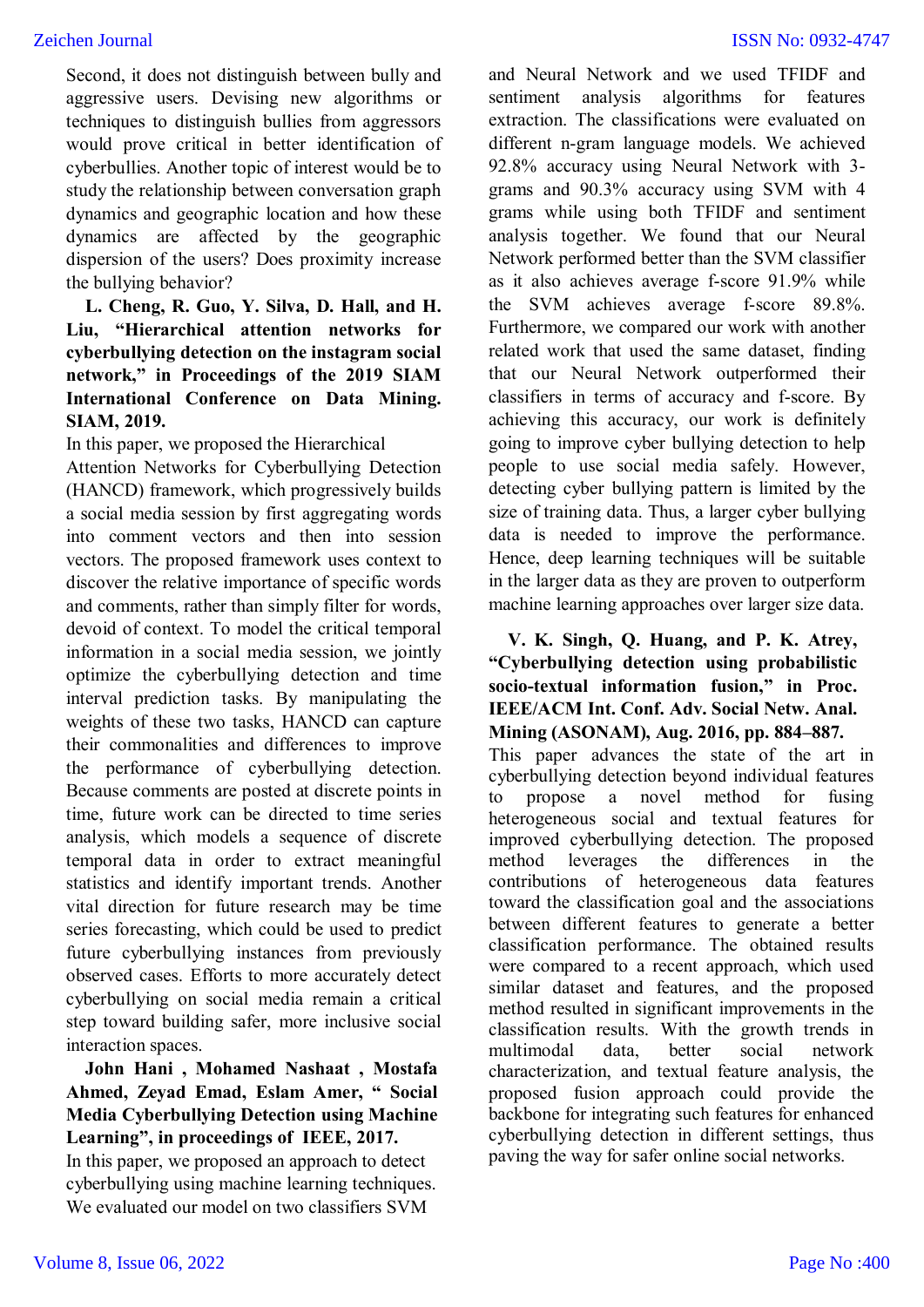Second, it does not distinguish between bully and aggressive users. Devising new algorithms or techniques to distinguish bullies from aggressors would prove critical in better identification of cyberbullies. Another topic of interest would be to study the relationship between conversation graph dynamics and geographic location and how these dynamics are affected by the geographic dispersion of the users? Does proximity increase the bullying behavior?

**L. Cheng, R. Guo, Y. Silva, D. Hall, and H. Liu, "Hierarchical attention networks for cyberbullying detection on the instagram social network," in Proceedings of the 2019 SIAM International Conference on Data Mining. SIAM, 2019.**

In this paper, we proposed the Hierarchical Attention Networks for Cyberbullying Detection (HANCD) framework, which progressively builds a social media session by first aggregating words into comment vectors and then into session vectors. The proposed framework uses context to discover the relative importance of specific words and comments, rather than simply filter for words, devoid of context. To model the critical temporal information in a social media session, we jointly optimize the cyberbullying detection and time interval prediction tasks. By manipulating the weights of these two tasks, HANCD can capture their commonalities and differences to improve the performance of cyberbullying detection. Because comments are posted at discrete points in time, future work can be directed to time series analysis, which models a sequence of discrete temporal data in order to extract meaningful statistics and identify important trends. Another vital direction for future research may be time series forecasting, which could be used to predict future cyberbullying instances from previously observed cases. Efforts to more accurately detect cyberbullying on social media remain a critical step toward building safer, more inclusive social interaction spaces.

**John Hani , Mohamed Nashaat , Mostafa Ahmed, Zeyad Emad, Eslam Amer, " Social Media Cyberbullying Detection using Machine Learning", in proceedings of IEEE, 2017.**

In this paper, we proposed an approach to detect cyberbullying using machine learning techniques. We evaluated our model on two classifiers SVM and Neural Network and we used TFIDF and sentiment analysis algorithms for features extraction. The classifications were evaluated on different n-gram language models. We achieved 92.8% accuracy using Neural Network with 3-grams and 90.3% accuracy using SVM with 4 grams while using both TFIDF and sentiment analysis together. We found that our Neural Network performed better than the SVM classifier as it also achieves average f-score 91.9% while the SVM achieves average f-score 89.8%. Furthermore, we compared our work with another related work that used the same dataset, finding that our Neural Network outperformed their classifiers in terms of accuracy and f-score. By achieving this accuracy, our work is definitely going to improve cyber bullying detection to help people to use social media safely. However, detecting cyber bullying pattern is limited by the size of training data. Thus, a larger cyber bullying data is needed to improve the performance. Hence, deep learning techniques will be suitable in the larger data as they are proven to outperform machine learning approaches over larger size data.

**V. K. Singh, Q. Huang, and P. K. Atrey, "Cyberbullying detection using probabilistic socio-textual information fusion," in Proc. IEEE/ACM Int. Conf. Adv. Social Netw. Anal. Mining (ASONAM), Aug. 2016, pp. 884–887.**

This paper advances the state of the art in cyberbullying detection beyond individual features to propose a novel method for fusing heterogeneous social and textual features for improved cyberbullying detection. The proposed method leverages the differences in the contributions of heterogeneous data features toward the classification goal and the associations between different features to generate a better classification performance. The obtained results were compared to a recent approach, which used similar dataset and features, and the proposed method resulted in significant improvements in the classification results. With the growth trends in multimodal data, better social network characterization, and textual feature analysis, the proposed fusion approach could provide the backbone for integrating such features for enhanced cyberbullying detection in different settings, thus paving the way for safer online social networks.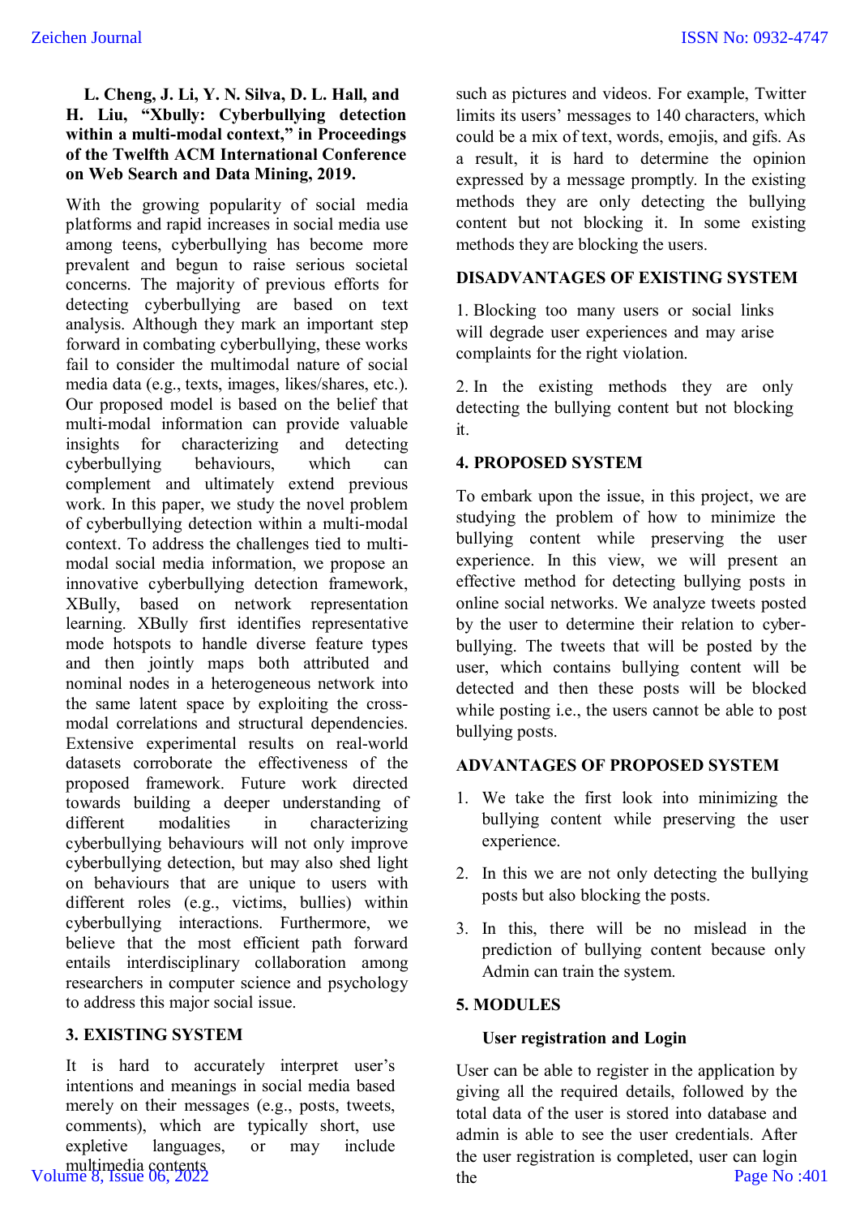**L. Cheng, J. Li, Y. N. Silva, D. L. Hall, and H. Liu, "Xbully: Cyberbullying detection within a multi-modal context," in Proceedings of the Twelfth ACM International Conference on Web Search and Data Mining, 2019.**

With the growing popularity of social media platforms and rapid increases in social media use among teens, cyberbullying has become more prevalent and begun to raise serious societal concerns. The majority of previous efforts for detecting cyberbullying are based on text analysis. Although they mark an important step forward in combating cyberbullying, these works fail to consider the multimodal nature of social media data (e.g., texts, images, likes/shares, etc.). Our proposed model is based on the belief that multi-modal information can provide valuable insights for characterizing and detecting cyberbullying behaviours, which can complement and ultimately extend previous work. In this paper, we study the novel problem of cyberbullying detection within a multi-modal context. To address the challenges tied to multi-modal social media information, we propose an innovative cyberbullying detection framework, XBully, based on network representation learning. XBully first identifies representative mode hotspots to handle diverse feature types and then jointly maps both attributed and nominal nodes in a heterogeneous network into the same latent space by exploiting the cross-modal correlations and structural dependencies. Extensive experimental results on real-world datasets corroborate the effectiveness of the proposed framework. Future work directed towards building a deeper understanding of different modalities in characterizing cyberbullying behaviours will not only improve cyberbullying detection, but may also shed light on behaviours that are unique to users with different roles (e.g., victims, bullies) within cyberbullying interactions. Furthermore, we believe that the most efficient path forward entails interdisciplinary collaboration among researchers in computer science and psychology to address this major social issue.

## 3. EXISTING SYSTEM

It is hard to accurately interpret user's intentions and meanings in social media based merely on their messages (e.g., posts, tweets, comments), which are typically short, use expletive languages, or may include multimedia contents such as pictures and videos. For example, Twitter limits its users' messages to 140 characters, which could be a mix of text, words, emojis, and gifs. As a result, it is hard to determine the opinion expressed by a message promptly. In the existing methods they are only detecting the bullying content but not blocking it. In some existing methods they are blocking the users.

### DISADVANTAGES OF EXISTING SYSTEM

1. Blocking too many users or social links will degrade user experiences and may arise complaints for the right violation.

2. In the existing methods they are only detecting the bullying content but not blocking it.

## 4. PROPOSED SYSTEM

To embark upon the issue, in this project, we are studying the problem of how to minimize the bullying content while preserving the user experience. In this view, we will present an effective method for detecting bullying posts in online social networks. We analyze tweets posted by the user to determine their relation to cyber-bullying. The tweets that will be posted by the user, which contains bullying content will be detected and then these posts will be blocked while posting i.e., the users cannot be able to post bullying posts.

### ADVANTAGES OF PROPOSED SYSTEM

1. We take the first look into minimizing the bullying content while preserving the user experience.
2. In this we are not only detecting the bullying posts but also blocking the posts.
3. In this, there will be no mislead in the prediction of bullying content because only Admin can train the system.

## 5. MODULES

### User registration and Login

User can be able to register in the application by giving all the required details, followed by the total data of the user is stored into database and admin is able to see the user credentials. After the user registration is completed, user can login the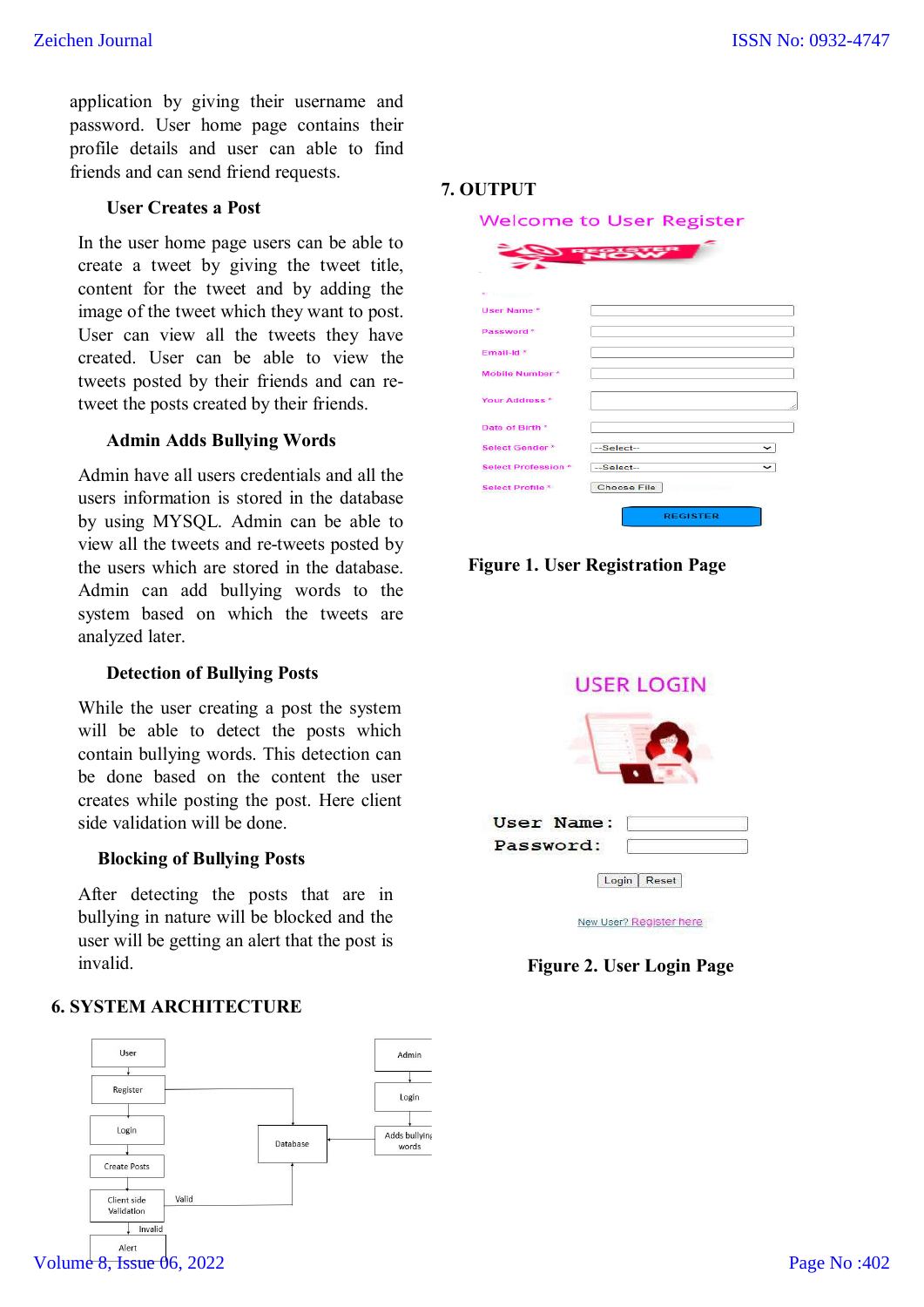application by giving their username and password. User home page contains their profile details and user can able to find friends and can send friend requests.

**User Creates a Post**

In the user home page users can be able to create a tweet by giving the tweet title, content for the tweet and by adding the image of the tweet which they want to post. User can view all the tweets they have created. User can be able to view the tweets posted by their friends and can re-tweet the posts created by their friends.

**Admin Adds Bullying Words**

Admin have all users credentials and all the users information is stored in the database by using MYSQL. Admin can be able to view all the tweets and re-tweets posted by the users which are stored in the database. Admin can add bullying words to the system based on which the tweets are analyzed later.

**Detection of Bullying Posts**

While the user creating a post the system will be able to detect the posts which contain bullying words. This detection can be done based on the content the user creates while posting the post. Here client side validation will be done.

**Blocking of Bullying Posts**

After detecting the posts that are in bullying in nature will be blocked and the user will be getting an alert that the post is invalid.

## 6. SYSTEM ARCHITECTURE

## 7. OUTPUT

**Figure 1. User Registration Page**

**Figure 2. User Login Page**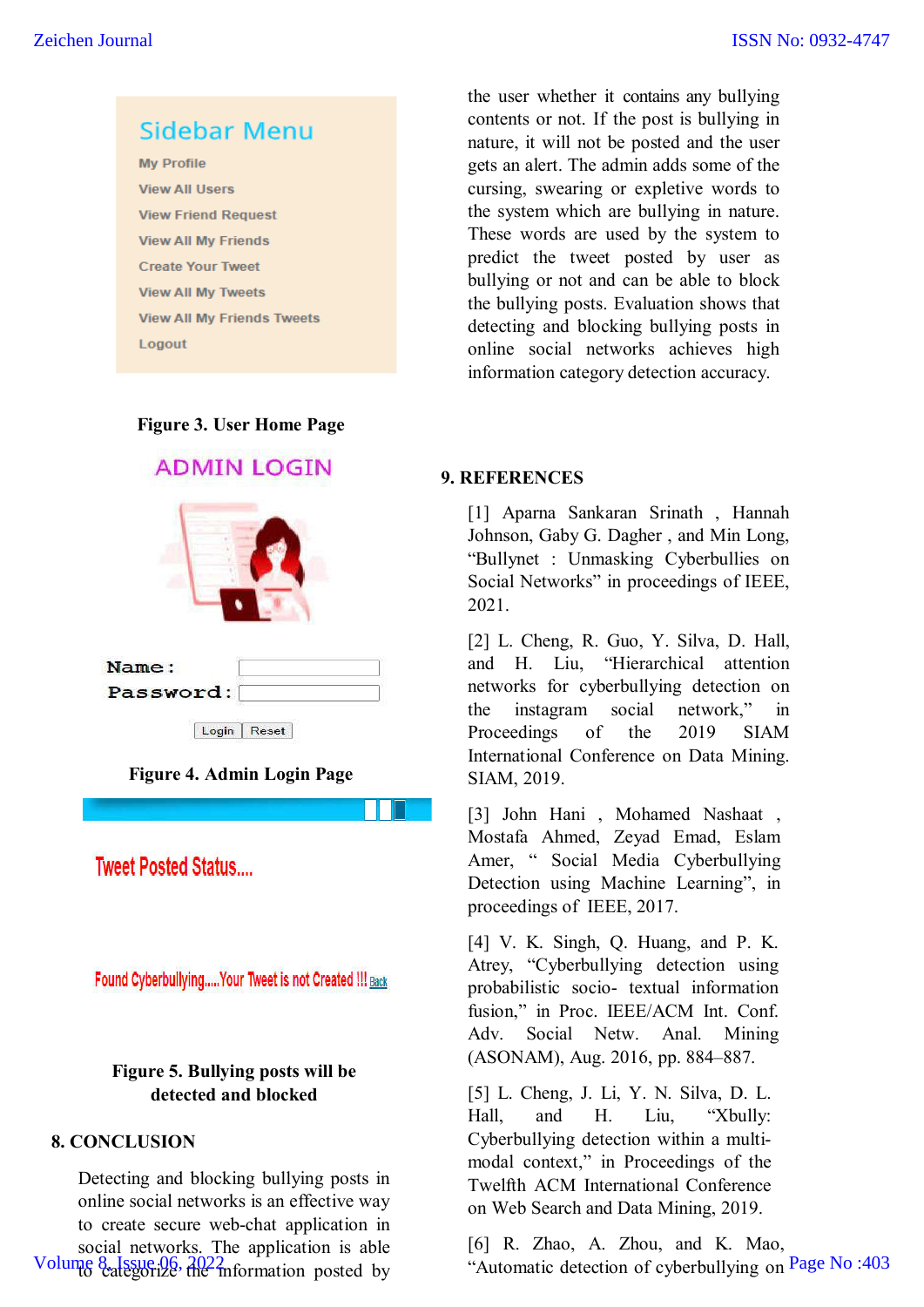Sidebar Menu

My Profile
View All Users
View Friend Request
View All My Friends
Create Your Tweet
View All My Tweets
View All My Friends Tweets
Logout

**Figure 3. User Home Page**

ADMIN LOGIN

Name :
Password :

Login Reset

**Figure 4. Admin Login Page**

Tweet Posted Status....

Found Cyberbullying.....Your Tweet is not Created !!! Back

**Figure 5. Bullying posts will be detected and blocked**

## 8. CONCLUSION

Detecting and blocking bullying posts in online social networks is an effective way to create secure web-chat application in social networks. The application is able to categorize the information posted by the user whether it contains any bullying contents or not. If the post is bullying in nature, it will not be posted and the user gets an alert. The admin adds some of the cursing, swearing or expletive words to the system which are bullying in nature. These words are used by the system to predict the tweet posted by user as bullying or not and can be able to block the bullying posts. Evaluation shows that detecting and blocking bullying posts in online social networks achieves high information category detection accuracy.

## 9. REFERENCES

[1] Aparna Sankaran Srinath , Hannah Johnson, Gaby G. Dagher , and Min Long, "Bullynet : Unmasking Cyberbullies on Social Networks" in proceedings of IEEE, 2021.

[2] L. Cheng, R. Guo, Y. Silva, D. Hall, and H. Liu, "Hierarchical attention networks for cyberbullying detection on the instagram social network," in Proceedings of the 2019 SIAM International Conference on Data Mining. SIAM, 2019.

[3] John Hani , Mohamed Nashaat , Mostafa Ahmed, Zeyad Emad, Eslam Amer, " Social Media Cyberbullying Detection using Machine Learning", in proceedings of IEEE, 2017.

[4] V. K. Singh, Q. Huang, and P. K. Atrey, "Cyberbullying detection using probabilistic socio- textual information fusion," in Proc. IEEE/ACM Int. Conf. Adv. Social Netw. Anal. Mining (ASONAM), Aug. 2016, pp. 884–887.

[5] L. Cheng, J. Li, Y. N. Silva, D. L. Hall, and H. Liu, "Xbully: Cyberbullying detection within a multi-modal context," in Proceedings of the Twelfth ACM International Conference on Web Search and Data Mining, 2019.

[6] R. Zhao, A. Zhou, and K. Mao, "Automatic detection of cyberbullying on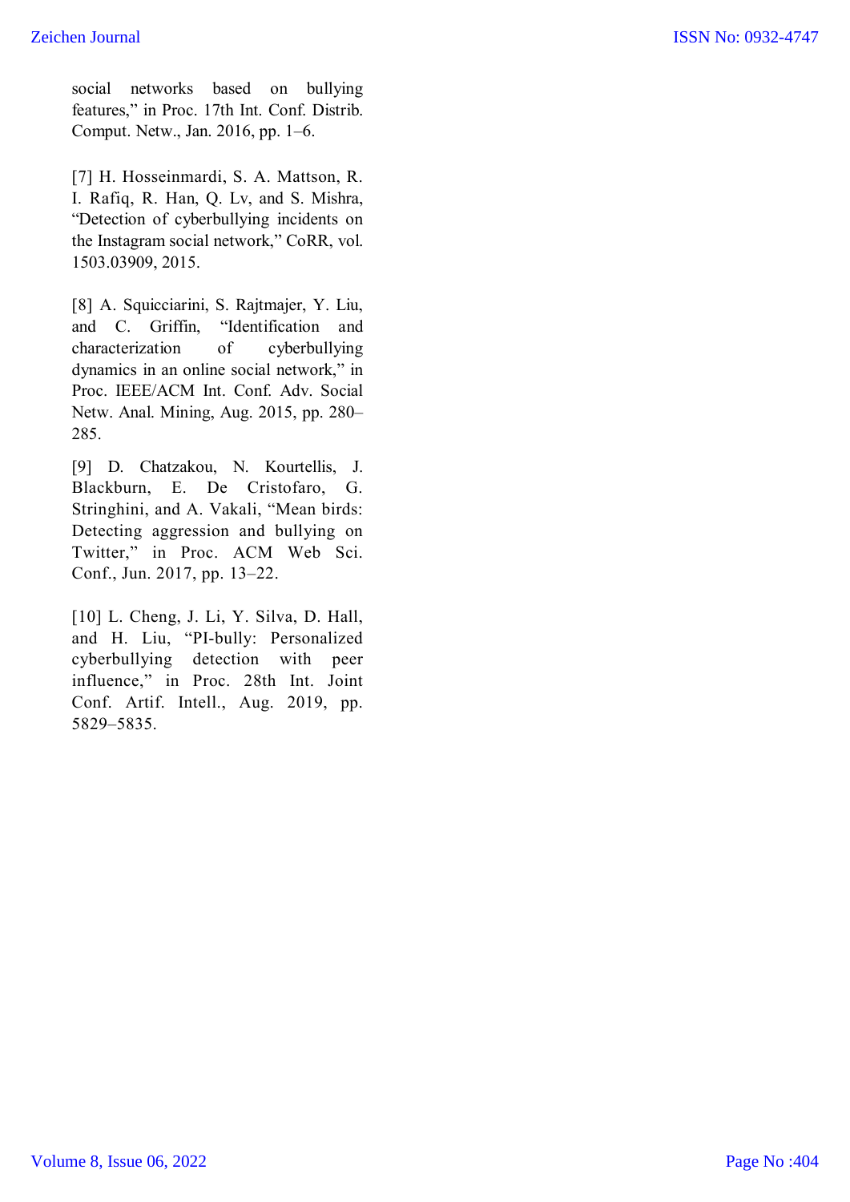social networks based on bullying features," in Proc. 17th Int. Conf. Distrib. Comput. Netw., Jan. 2016, pp. 1–6.

[7] H. Hosseinmardi, S. A. Mattson, R. I. Rafiq, R. Han, Q. Lv, and S. Mishra, "Detection of cyberbullying incidents on the Instagram social network," CoRR, vol. 1503.03909, 2015.

[8] A. Squicciarini, S. Rajtmajer, Y. Liu, and C. Griffin, "Identification and characterization of cyberbullying dynamics in an online social network," in Proc. IEEE/ACM Int. Conf. Adv. Social Netw. Anal. Mining, Aug. 2015, pp. 280–285.

[9] D. Chatzakou, N. Kourtellis, J. Blackburn, E. De Cristofaro, G. Stringhini, and A. Vakali, "Mean birds: Detecting aggression and bullying on Twitter," in Proc. ACM Web Sci. Conf., Jun. 2017, pp. 13–22.

[10] L. Cheng, J. Li, Y. Silva, D. Hall, and H. Liu, "PI-bully: Personalized cyberbullying detection with peer influence," in Proc. 28th Int. Joint Conf. Artif. Intell., Aug. 2019, pp. 5829–5835.